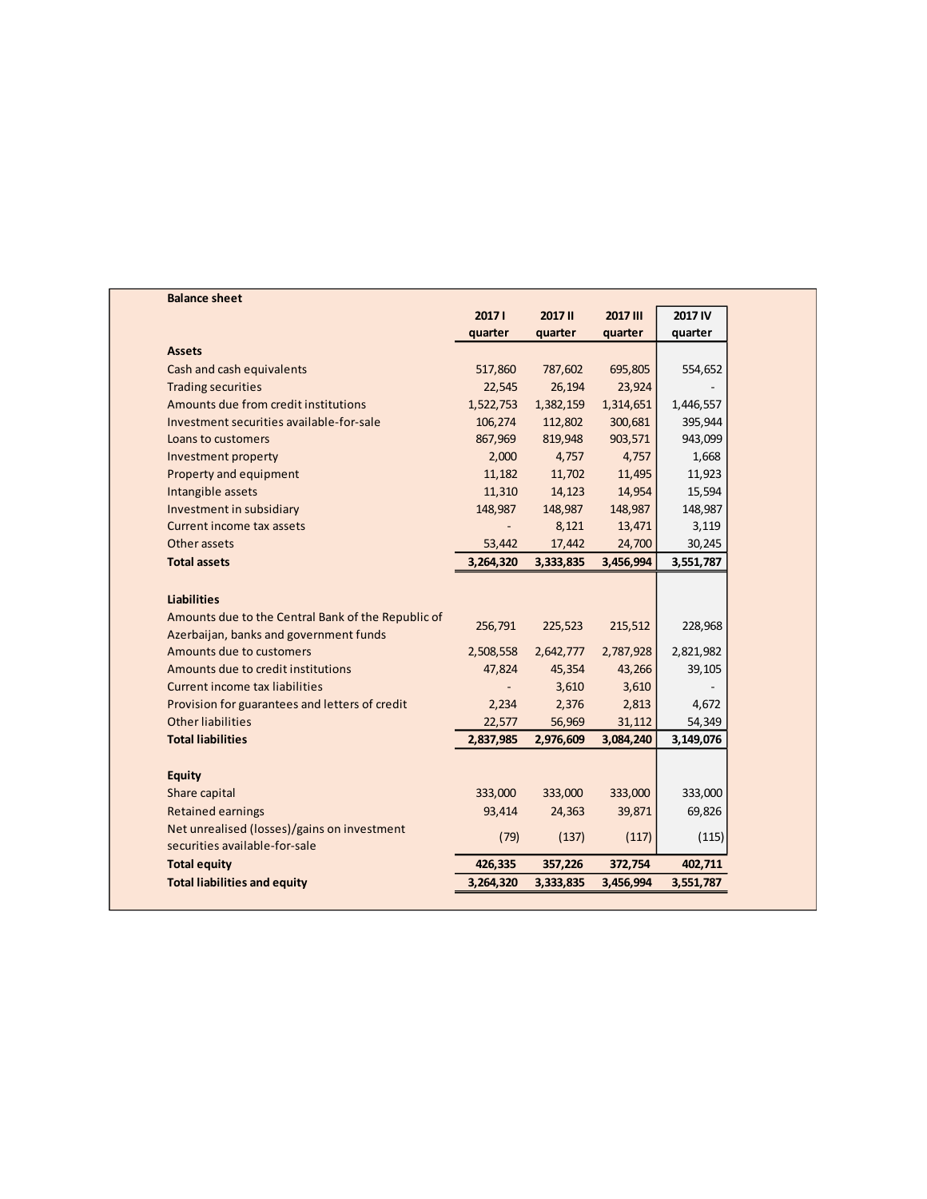**Balance sheet**

| | 2017 I quarter | 2017 II quarter | 2017 III quarter | 2017 IV quarter |
|---|---|---|---|---|
| **Assets** | | | | |
| Cash and cash equivalents | 517,860 | 787,602 | 695,805 | 554,652 |
| Trading securities | 22,545 | 26,194 | 23,924 | - |
| Amounts due from credit institutions | 1,522,753 | 1,382,159 | 1,314,651 | 1,446,557 |
| Investment securities available-for-sale | 106,274 | 112,802 | 300,681 | 395,944 |
| Loans to customers | 867,969 | 819,948 | 903,571 | 943,099 |
| Investment property | 2,000 | 4,757 | 4,757 | 1,668 |
| Property and equipment | 11,182 | 11,702 | 11,495 | 11,923 |
| Intangible assets | 11,310 | 14,123 | 14,954 | 15,594 |
| Investment in subsidiary | 148,987 | 148,987 | 148,987 | 148,987 |
| Current income tax assets | - | 8,121 | 13,471 | 3,119 |
| Other assets | 53,442 | 17,442 | 24,700 | 30,245 |
| **Total assets** | **3,264,320** | **3,333,835** | **3,456,994** | **3,551,787** |
| | | | | |
| **Liabilities** | | | | |
| Amounts due to the Central Bank of the Republic of Azerbaijan, banks and government funds | 256,791 | 225,523 | 215,512 | 228,968 |
| Amounts due to customers | 2,508,558 | 2,642,777 | 2,787,928 | 2,821,982 |
| Amounts due to credit institutions | 47,824 | 45,354 | 43,266 | 39,105 |
| Current income tax liabilities | - | 3,610 | 3,610 | - |
| Provision for guarantees and letters of credit | 2,234 | 2,376 | 2,813 | 4,672 |
| Other liabilities | 22,577 | 56,969 | 31,112 | 54,349 |
| **Total liabilities** | **2,837,985** | **2,976,609** | **3,084,240** | **3,149,076** |
| | | | | |
| **Equity** | | | | |
| Share capital | 333,000 | 333,000 | 333,000 | 333,000 |
| Retained earnings | 93,414 | 24,363 | 39,871 | 69,826 |
| Net unrealised (losses)/gains on investment securities available-for-sale | (79) | (137) | (117) | (115) |
| **Total equity** | **426,335** | **357,226** | **372,754** | **402,711** |
| **Total liabilities and equity** | **3,264,320** | **3,333,835** | **3,456,994** | **3,551,787** |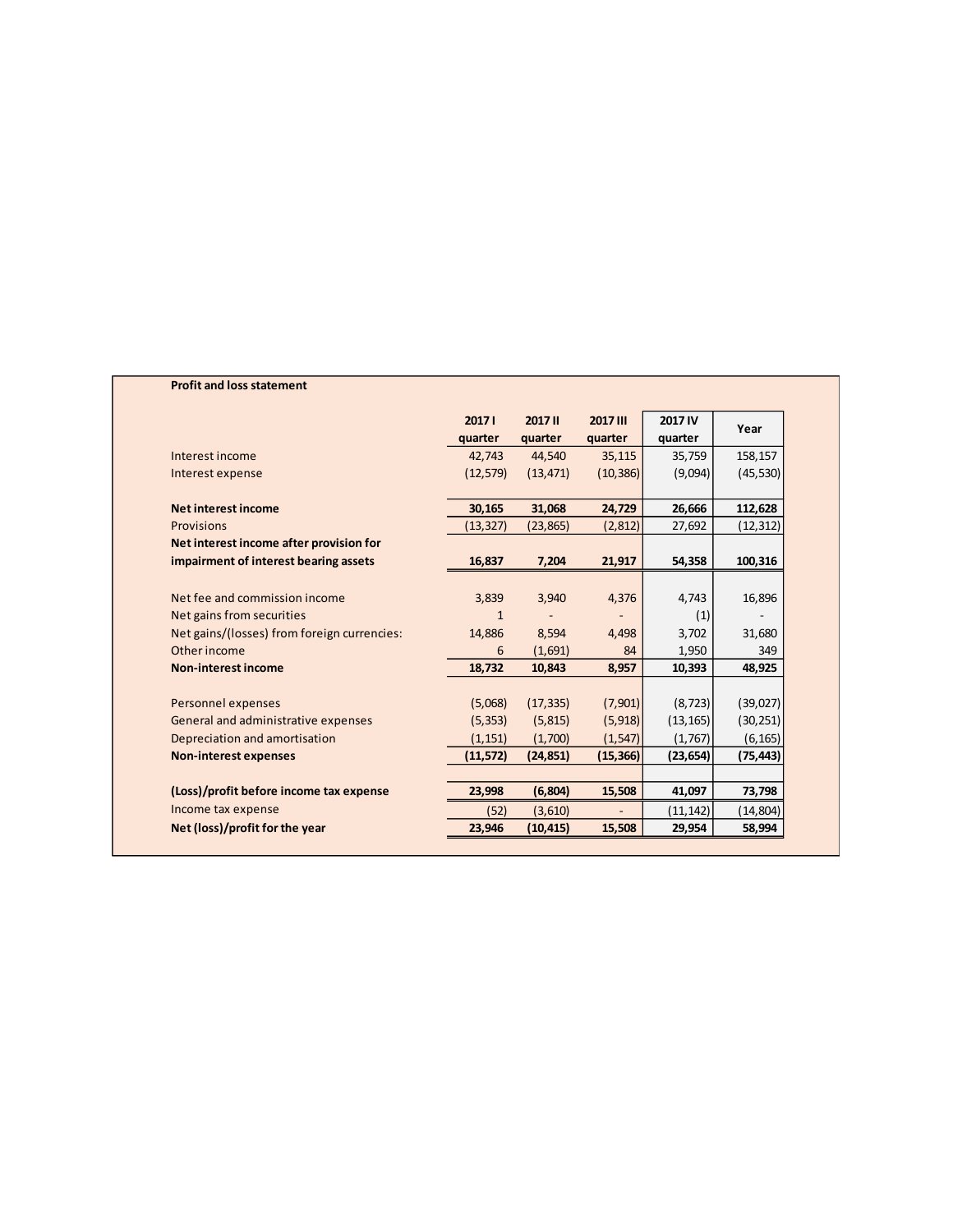**Profit and loss statement**

| | 2017 I quarter | 2017 II quarter | 2017 III quarter | 2017 IV quarter | Year |
|---|---|---|---|---|---|
| Interest income | 42,743 | 44,540 | 35,115 | 35,759 | 158,157 |
| Interest expense | (12,579) | (13,471) | (10,386) | (9,094) | (45,530) |
| | | | | | |
| **Net interest income** | **30,165** | **31,068** | **24,729** | **26,666** | **112,628** |
| Provisions | (13,327) | (23,865) | (2,812) | 27,692 | (12,312) |
| **Net interest income after provision for impairment of interest bearing assets** | **16,837** | **7,204** | **21,917** | **54,358** | **100,316** |
| | | | | | |
| Net fee and commission income | 3,839 | 3,940 | 4,376 | 4,743 | 16,896 |
| Net gains from securities | 1 | - | - | (1) | - |
| Net gains/(losses) from foreign currencies: | 14,886 | 8,594 | 4,498 | 3,702 | 31,680 |
| Other income | 6 | (1,691) | 84 | 1,950 | 349 |
| **Non-interest income** | **18,732** | **10,843** | **8,957** | **10,393** | **48,925** |
| | | | | | |
| Personnel expenses | (5,068) | (17,335) | (7,901) | (8,723) | (39,027) |
| General and administrative expenses | (5,353) | (5,815) | (5,918) | (13,165) | (30,251) |
| Depreciation and amortisation | (1,151) | (1,700) | (1,547) | (1,767) | (6,165) |
| **Non-interest expenses** | **(11,572)** | **(24,851)** | **(15,366)** | **(23,654)** | **(75,443)** |
| | | | | | |
| **(Loss)/profit before income tax expense** | **23,998** | **(6,804)** | **15,508** | **41,097** | **73,798** |
| Income tax expense | (52) | (3,610) | - | (11,142) | (14,804) |
| **Net (loss)/profit for the year** | **23,946** | **(10,415)** | **15,508** | **29,954** | **58,994** |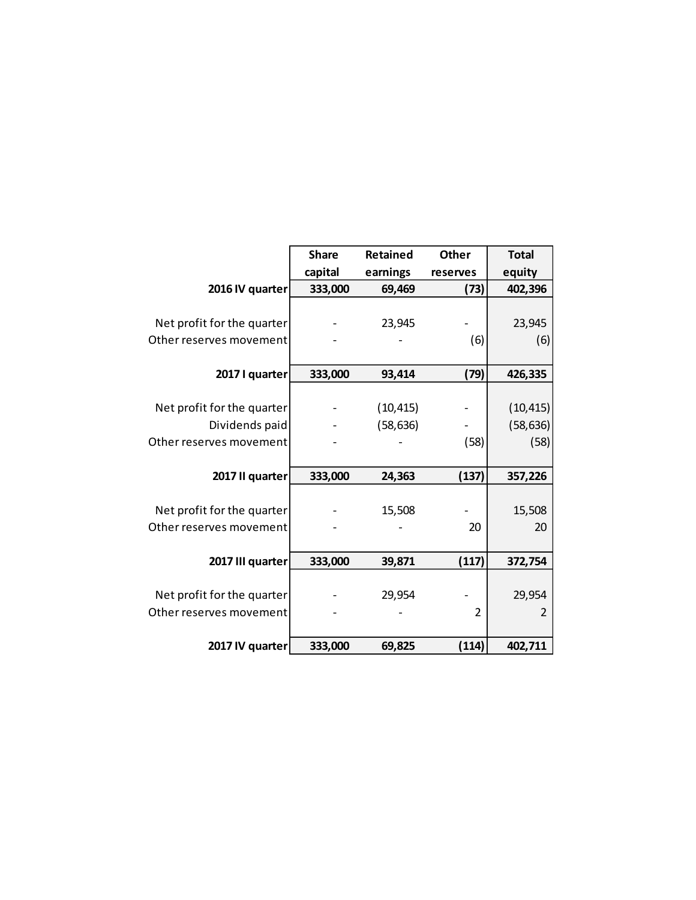| | Share capital | Retained earnings | Other reserves | Total equity |
|---|---|---|---|---|
| **2016 IV quarter** | **333,000** | **69,469** | **(73)** | **402,396** |
| Net profit for the quarter | - | 23,945 | - | 23,945 |
| Other reserves movement | - | - | (6) | (6) |
| **2017 I quarter** | **333,000** | **93,414** | **(79)** | **426,335** |
| Net profit for the quarter | - | (10,415) | - | (10,415) |
| Dividends paid | - | (58,636) | - | (58,636) |
| Other reserves movement | - | - | (58) | (58) |
| **2017 II quarter** | **333,000** | **24,363** | **(137)** | **357,226** |
| Net profit for the quarter | - | 15,508 | - | 15,508 |
| Other reserves movement | - | - | 20 | 20 |
| **2017 III quarter** | **333,000** | **39,871** | **(117)** | **372,754** |
| Net profit for the quarter | - | 29,954 | - | 29,954 |
| Other reserves movement | - | - | 2 | 2 |
| **2017 IV quarter** | **333,000** | **69,825** | **(114)** | **402,711** |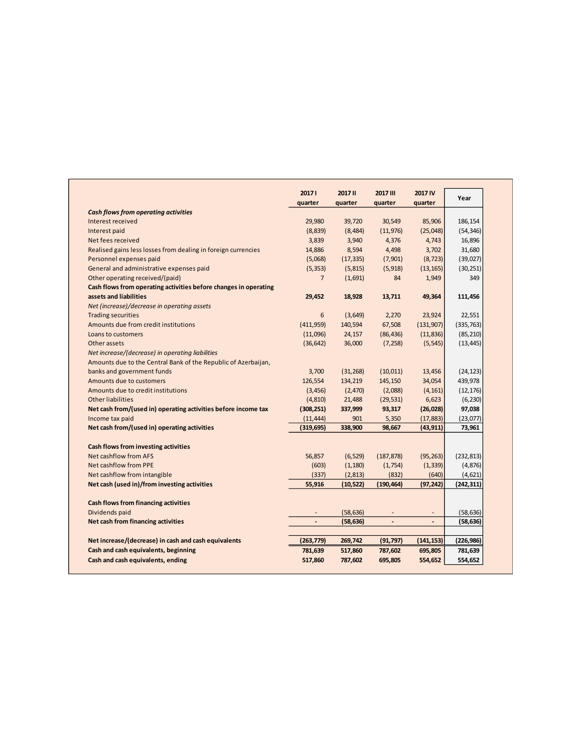| | 2017 I quarter | 2017 II quarter | 2017 III quarter | 2017 IV quarter | Year |
|---|---|---|---|---|---|
| ***Cash flows from operating activities*** | | | | | |
| Interest received | 29,980 | 39,720 | 30,549 | 85,906 | 186,154 |
| Interest paid | (8,839) | (8,484) | (11,976) | (25,048) | (54,346) |
| Net fees received | 3,839 | 3,940 | 4,376 | 4,743 | 16,896 |
| Realised gains less losses from dealing in foreign currencies | 14,886 | 8,594 | 4,498 | 3,702 | 31,680 |
| Personnel expenses paid | (5,068) | (17,335) | (7,901) | (8,723) | (39,027) |
| General and administrative expenses paid | (5,353) | (5,815) | (5,918) | (13,165) | (30,251) |
| Other operating received/(paid) | 7 | (1,691) | 84 | 1,949 | 349 |
| **Cash flows from operating activities before changes in operating assets and liabilities** | **29,452** | **18,928** | **13,711** | **49,364** | **111,456** |
| *Net (increase)/decrease in operating assets* | | | | | |
| Trading securities | 6 | (3,649) | 2,270 | 23,924 | 22,551 |
| Amounts due from credit institutions | (411,959) | 140,594 | 67,508 | (131,907) | (335,763) |
| Loans to customers | (11,096) | 24,157 | (86,436) | (11,836) | (85,210) |
| Other assets | (36,642) | 36,000 | (7,258) | (5,545) | (13,445) |
| *Net increase/(decrease) in operating liabilities* | | | | | |
| Amounts due to the Central Bank of the Republic of Azerbaijan, banks and government funds | 3,700 | (31,268) | (10,011) | 13,456 | (24,123) |
| Amounts due to customers | 126,554 | 134,219 | 145,150 | 34,054 | 439,978 |
| Amounts due to credit institutions | (3,456) | (2,470) | (2,088) | (4,161) | (12,176) |
| Other liabilities | (4,810) | 21,488 | (29,531) | 6,623 | (6,230) |
| **Net cash from/(used in) operating activities before income tax** | **(308,251)** | **337,999** | **93,317** | **(26,028)** | **97,038** |
| Income tax paid | (11,444) | 901 | 5,350 | (17,883) | (23,077) |
| **Net cash from/(used in) operating activities** | **(319,695)** | **338,900** | **98,667** | **(43,911)** | **73,961** |
| | | | | | |
| **Cash flows from investing activities** | | | | | |
| Net cashflow from AFS | 56,857 | (6,529) | (187,878) | (95,263) | (232,813) |
| Net cashflow from PPE | (603) | (1,180) | (1,754) | (1,339) | (4,876) |
| Net cashflow from intangible | (337) | (2,813) | (832) | (640) | (4,621) |
| **Net cash (used in)/from investing activities** | **55,916** | **(10,522)** | **(190,464)** | **(97,242)** | **(242,311)** |
| | | | | | |
| **Cash flows from financing activities** | | | | | |
| Dividends paid | - | (58,636) | - | - | (58,636) |
| **Net cash from financing activities** | **-** | **(58,636)** | **-** | **-** | **(58,636)** |
| | | | | | |
| **Net increase/(decrease) in cash and cash equivalents** | **(263,779)** | **269,742** | **(91,797)** | **(141,153)** | **(226,986)** |
| **Cash and cash equivalents, beginning** | **781,639** | **517,860** | **787,602** | **695,805** | **781,639** |
| **Cash and cash equivalents, ending** | **517,860** | **787,602** | **695,805** | **554,652** | **554,652** |